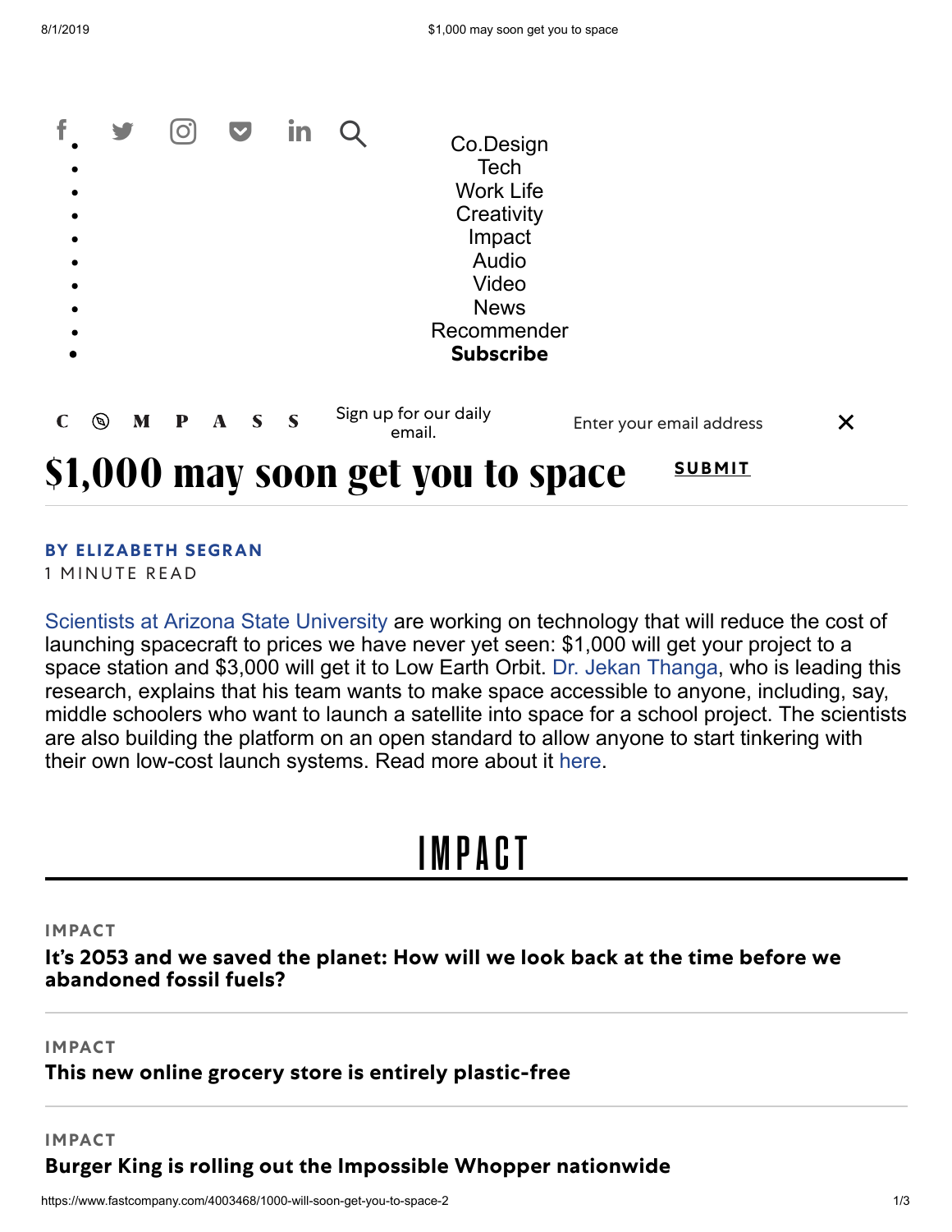- Co.Design
- Tech
- Work Life
- Creativity
- Impact
- Audio
- Video
- News
- Recommender
- **Subscribe**

COMPASS Sign up for our daily email. Enter your email address SUBMIT

# $1,000 may soon get you to space

**BY ELIZABETH SEGRAN**
1 MINUTE READ

Scientists at Arizona State University are working on technology that will reduce the cost of launching spacecraft to prices we have never yet seen: $1,000 will get your project to a space station and $3,000 will get it to Low Earth Orbit. Dr. Jekan Thanga, who is leading this research, explains that his team wants to make space accessible to anyone, including, say, middle schoolers who want to launch a satellite into space for a school project. The scientists are also building the platform on an open standard to allow anyone to start tinkering with their own low-cost launch systems. Read more about it here.

## IMPACT

IMPACT
**It's 2053 and we saved the planet: How will we look back at the time before we abandoned fossil fuels?**

IMPACT
**This new online grocery store is entirely plastic-free**

IMPACT
**Burger King is rolling out the Impossible Whopper nationwide**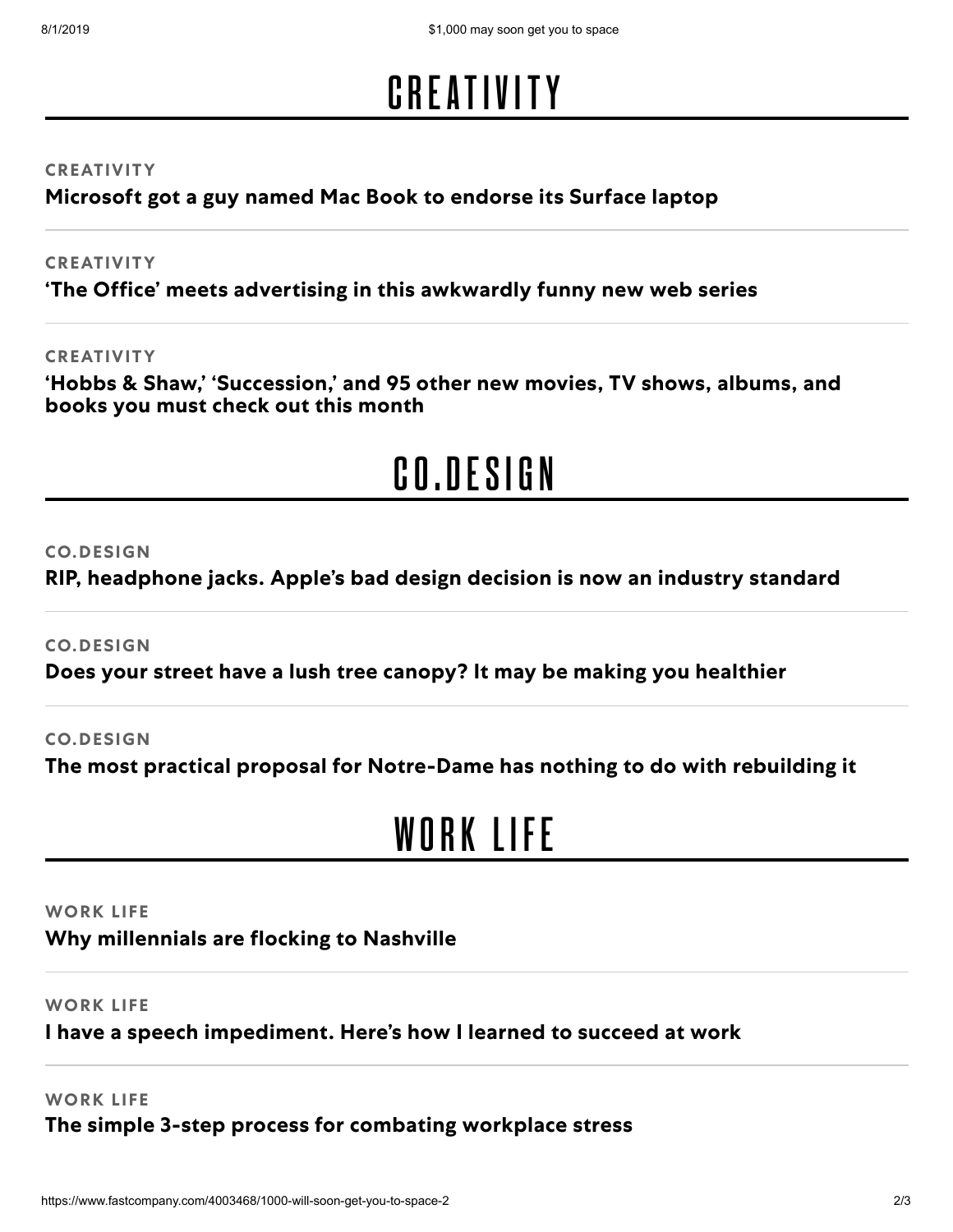# CREATIVITY

CREATIVITY

**Microsoft got a guy named Mac Book to endorse its Surface laptop**

CREATIVITY

**'The Office' meets advertising in this awkwardly funny new web series**

CREATIVITY

**'Hobbs & Shaw,' 'Succession,' and 95 other new movies, TV shows, albums, and books you must check out this month**

# CO.DESIGN

CO.DESIGN

**RIP, headphone jacks. Apple's bad design decision is now an industry standard**

CO.DESIGN

**Does your street have a lush tree canopy? It may be making you healthier**

CO.DESIGN

**The most practical proposal for Notre-Dame has nothing to do with rebuilding it**

# WORK LIFE

WORK LIFE

**Why millennials are flocking to Nashville**

WORK LIFE

**I have a speech impediment. Here's how I learned to succeed at work**

WORK LIFE

**The simple 3-step process for combating workplace stress**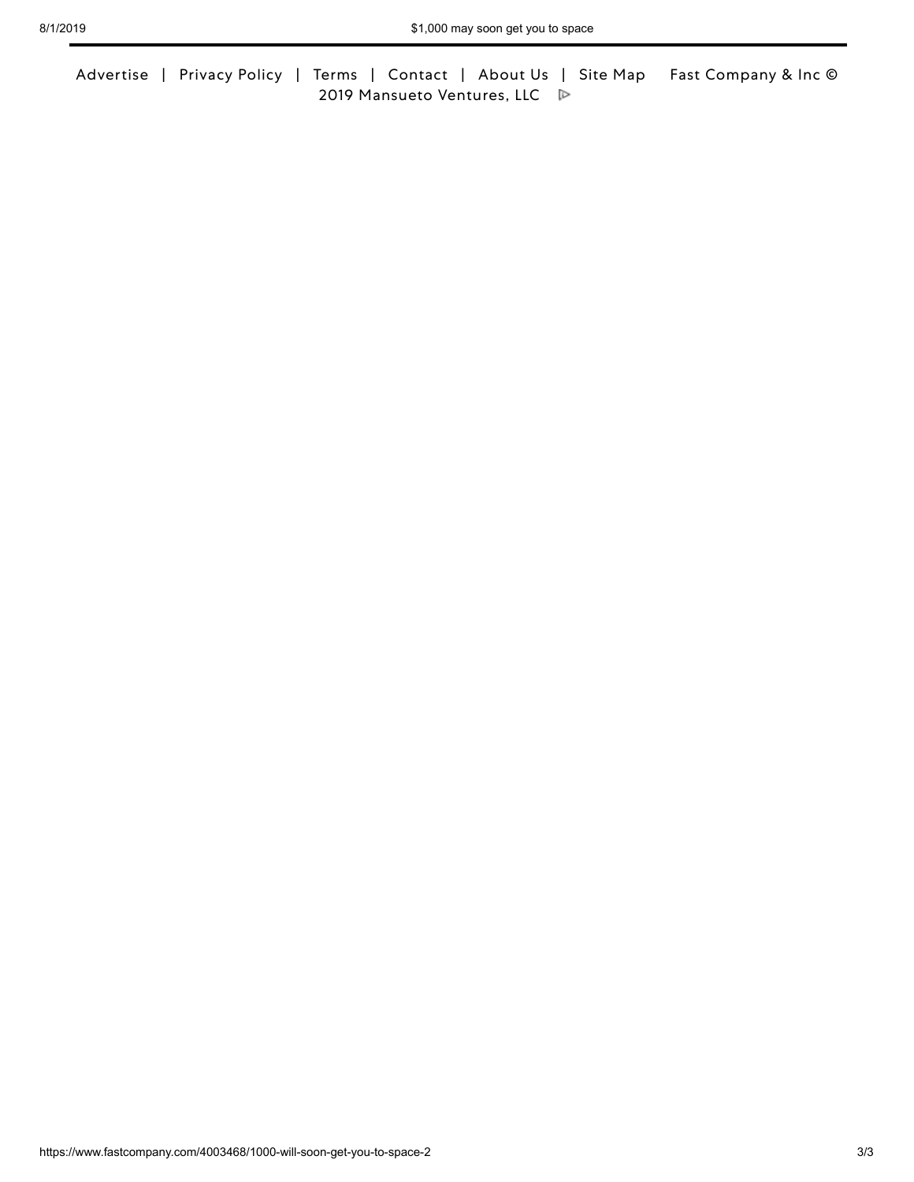Advertise | Privacy Policy | Terms | Contact | About Us | Site Map Fast Company & Inc © 2019 Mansueto Ventures, LLC